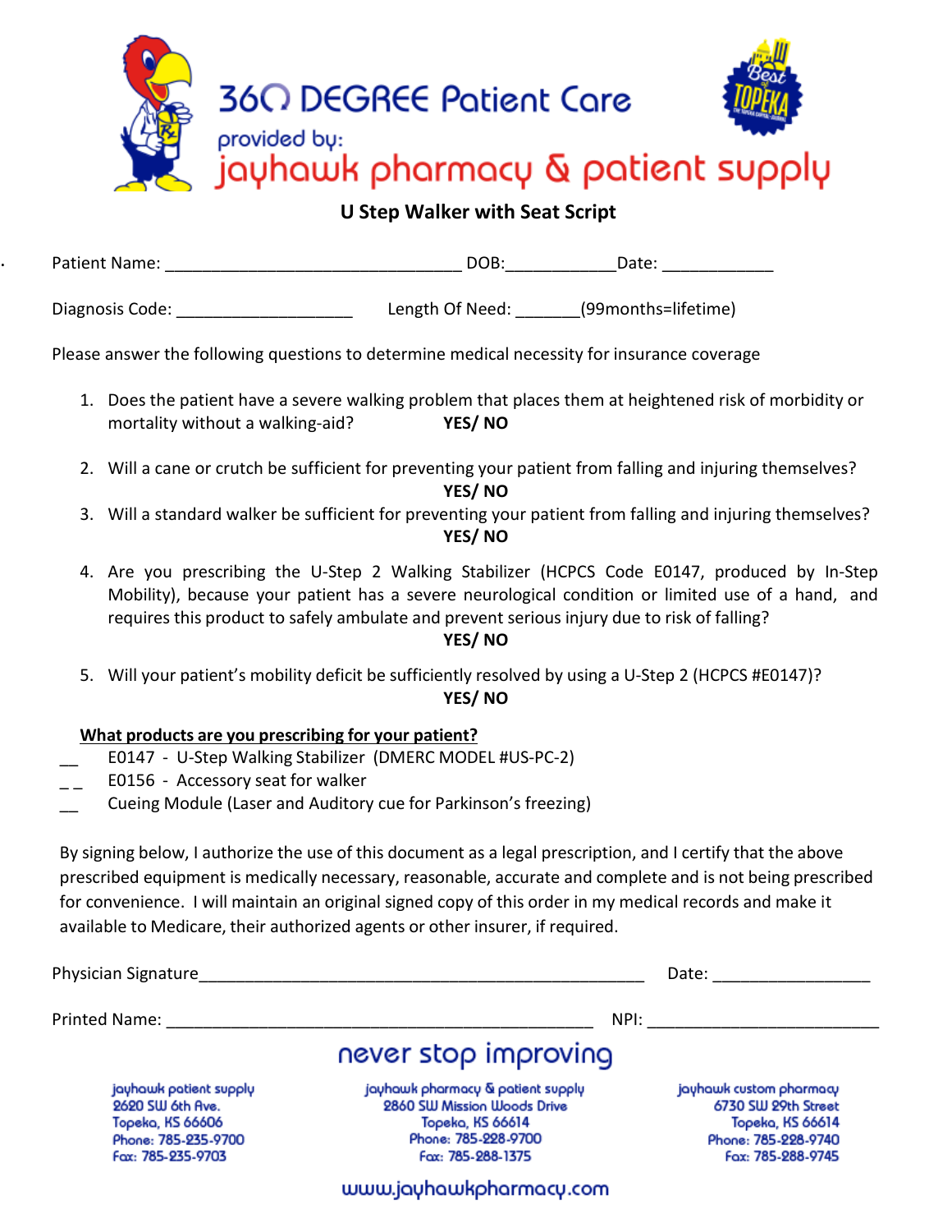# 360 DEGREE Patient Care

provided by:

**jayhawk pharmacy & patient supply**

Best of TOPEKA

## U Step Walker with Seat Script

Patient Name: _______________________________ DOB:___________ Date: ___________

Diagnosis Code: __________________ Length Of Need: _______(99months=lifetime)

Please answer the following questions to determine medical necessity for insurance coverage

1. Does the patient have a severe walking problem that places them at heightened risk of morbidity or mortality without a walking-aid? **YES/ NO**
2. Will a cane or crutch be sufficient for preventing your patient from falling and injuring themselves? **YES/ NO**
3. Will a standard walker be sufficient for preventing your patient from falling and injuring themselves? **YES/ NO**
4. Are you prescribing the U-Step 2 Walking Stabilizer (HCPCS Code E0147, produced by In-Step Mobility), because your patient has a severe neurological condition or limited use of a hand, and requires this product to safely ambulate and prevent serious injury due to risk of falling? **YES/ NO**
5. Will your patient's mobility deficit be sufficiently resolved by using a U-Step 2 (HCPCS #E0147)? **YES/ NO**

**What products are you prescribing for your patient?**

__ E0147 - U-Step Walking Stabilizer (DMERC MODEL #US-PC-2)
__ E0156 - Accessory seat for walker
__ Cueing Module (Laser and Auditory cue for Parkinson's freezing)

By signing below, I authorize the use of this document as a legal prescription, and I certify that the above prescribed equipment is medically necessary, reasonable, accurate and complete and is not being prescribed for convenience. I will maintain an original signed copy of this order in my medical records and make it available to Medicare, their authorized agents or other insurer, if required.

Physician Signature_______________________________________________ Date: _______________

Printed Name: ___________________________________________ NPI: _______________________

never stop improving

jayhawk patient supply
2620 SW 6th Ave.
Topeka, KS 66606
Phone: 785-235-9700
Fax: 785-235-9703

jayhawk pharmacy & patient supply
2860 SW Mission Woods Drive
Topeka, KS 66614
Phone: 785-228-9700
Fax: 785-288-1375

jayhawk custom pharmacy
6730 SW 29th Street
Topeka, KS 66614
Phone: 785-228-9740
Fax: 785-288-9745

www.jayhawkpharmacy.com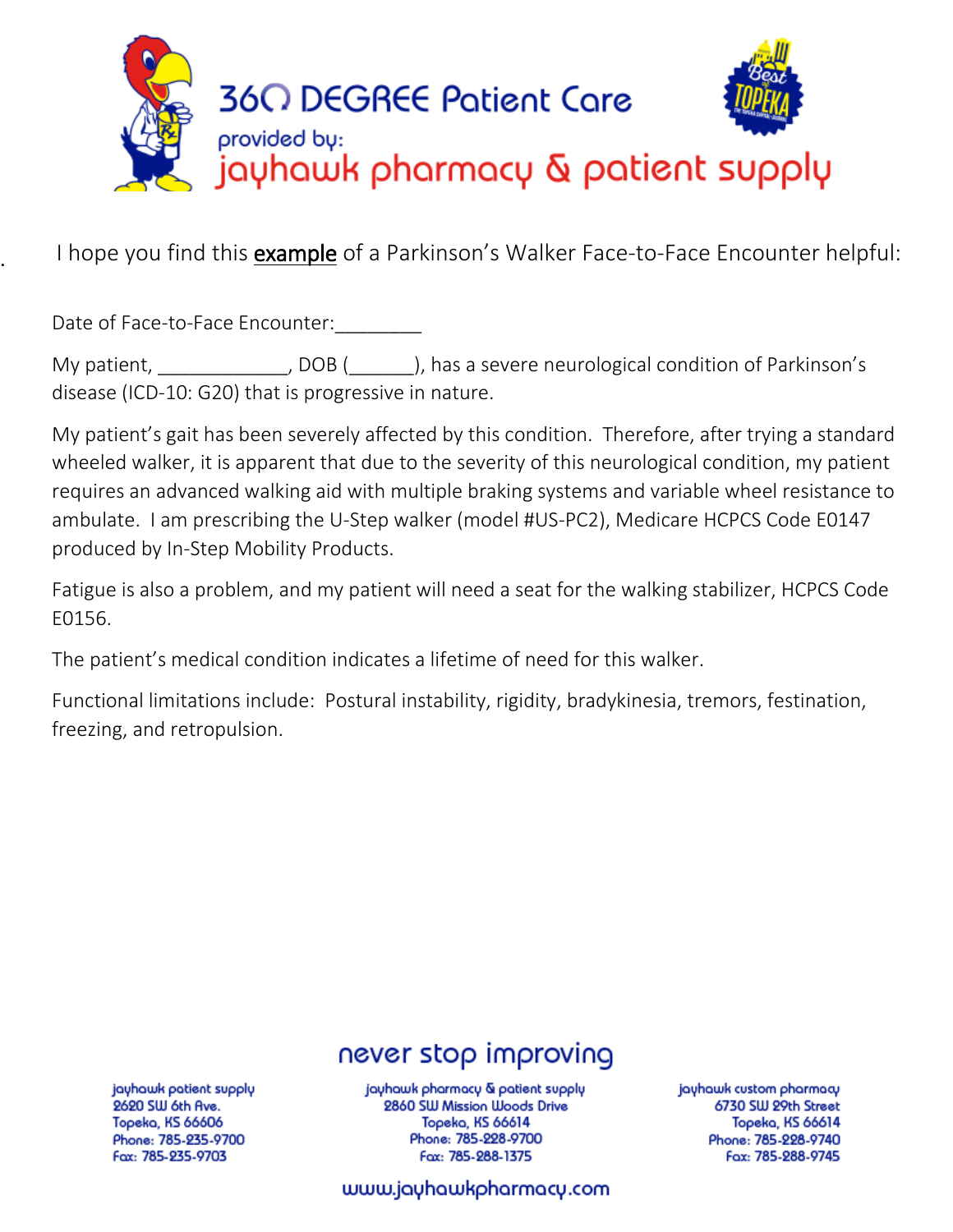# 360 DEGREE Patient Care

provided by:

jayhawk pharmacy & patient supply

I hope you find this example of a Parkinson's Walker Face-to-Face Encounter helpful:

Date of Face-to-Face Encounter:________

My patient, ____________, DOB (______), has a severe neurological condition of Parkinson's disease (ICD-10: G20) that is progressive in nature.

My patient's gait has been severely affected by this condition. Therefore, after trying a standard wheeled walker, it is apparent that due to the severity of this neurological condition, my patient requires an advanced walking aid with multiple braking systems and variable wheel resistance to ambulate. I am prescribing the U-Step walker (model #US-PC2), Medicare HCPCS Code E0147 produced by In-Step Mobility Products.

Fatigue is also a problem, and my patient will need a seat for the walking stabilizer, HCPCS Code E0156.

The patient's medical condition indicates a lifetime of need for this walker.

Functional limitations include: Postural instability, rigidity, bradykinesia, tremors, festination, freezing, and retropulsion.

never stop improving

jayhawk patient supply
2620 SW 6th Ave.
Topeka, KS 66606
Phone: 785-235-9700
Fax: 785-235-9703

jayhawk pharmacy & patient supply
2860 SW Mission Woods Drive
Topeka, KS 66614
Phone: 785-228-9700
Fax: 785-288-1375

jayhawk custom pharmacy
6730 SW 29th Street
Topeka, KS 66614
Phone: 785-228-9740
Fax: 785-288-9745

www.jayhawkpharmacy.com